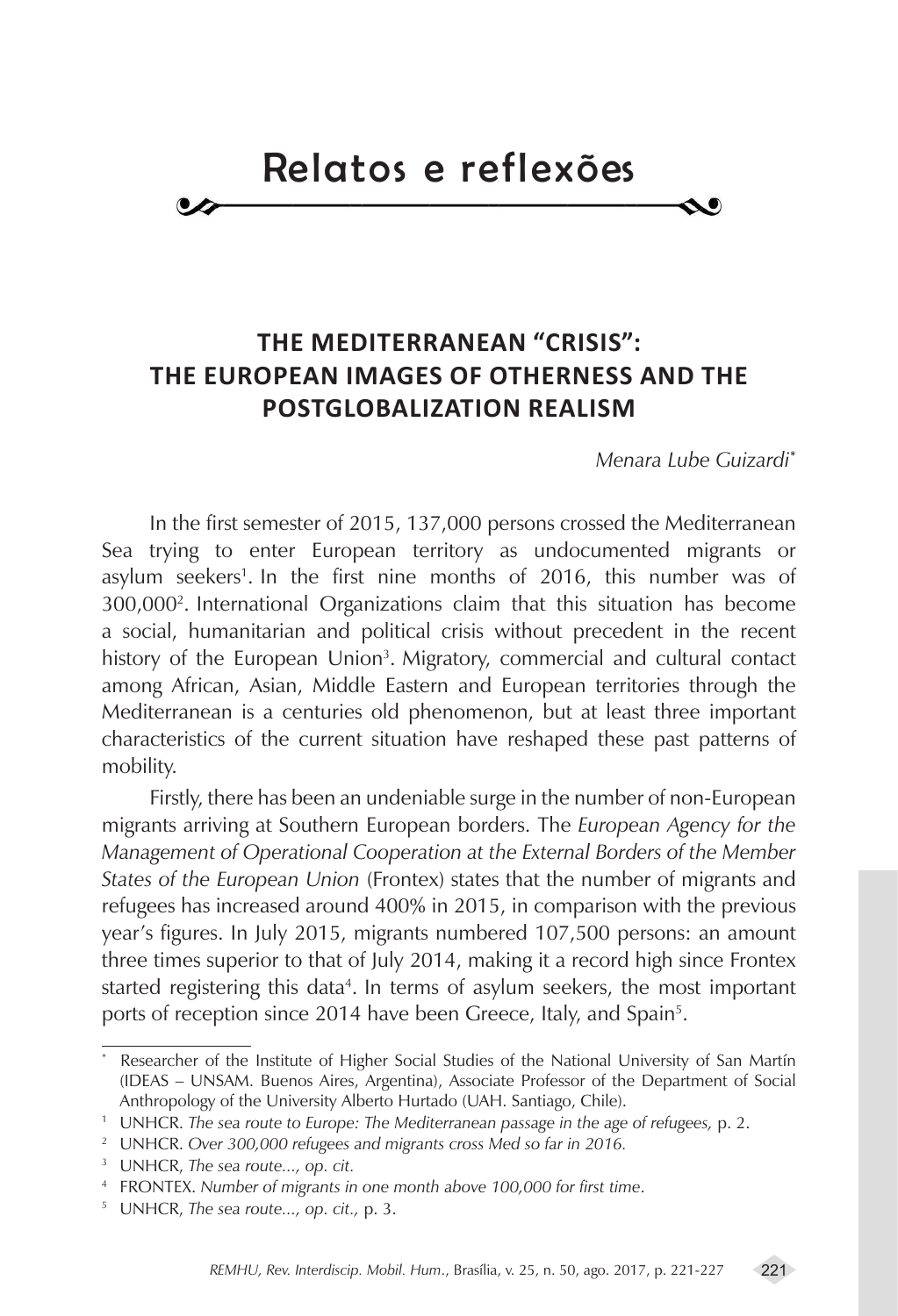# Relatos e reflexões

## THE MEDITERRANEAN "CRISIS": THE EUROPEAN IMAGES OF OTHERNESS AND THE POSTGLOBALIZATION REALISM

*Menara Lube Guizardi**

In the first semester of 2015, 137,000 persons crossed the Mediterranean Sea trying to enter European territory as undocumented migrants or asylum seekers[1]. In the first nine months of 2016, this number was of 300,000[2]. International Organizations claim that this situation has become a social, humanitarian and political crisis without precedent in the recent history of the European Union[3]. Migratory, commercial and cultural contact among African, Asian, Middle Eastern and European territories through the Mediterranean is a centuries old phenomenon, but at least three important characteristics of the current situation have reshaped these past patterns of mobility.

Firstly, there has been an undeniable surge in the number of non-European migrants arriving at Southern European borders. The *European Agency for the Management of Operational Cooperation at the External Borders of the Member States of the European Union* (Frontex) states that the number of migrants and refugees has increased around 400% in 2015, in comparison with the previous year's figures. In July 2015, migrants numbered 107,500 persons: an amount three times superior to that of July 2014, making it a record high since Frontex started registering this data[4]. In terms of asylum seekers, the most important ports of reception since 2014 have been Greece, Italy, and Spain[5].

---

\* Researcher of the Institute of Higher Social Studies of the National University of San Martín (IDEAS – UNSAM. Buenos Aires, Argentina), Associate Professor of the Department of Social Anthropology of the University Alberto Hurtado (UAH. Santiago, Chile).

[1] UNHCR. *The sea route to Europe: The Mediterranean passage in the age of refugees,* p. 2.

[2] UNHCR. *Over 300,000 refugees and migrants cross Med so far in 2016.*

[3] UNHCR, *The sea route..., op. cit.*

[4] FRONTEX. *Number of migrants in one month above 100,000 for first time*.

[5] UNHCR, *The sea route..., op. cit.,* p. 3.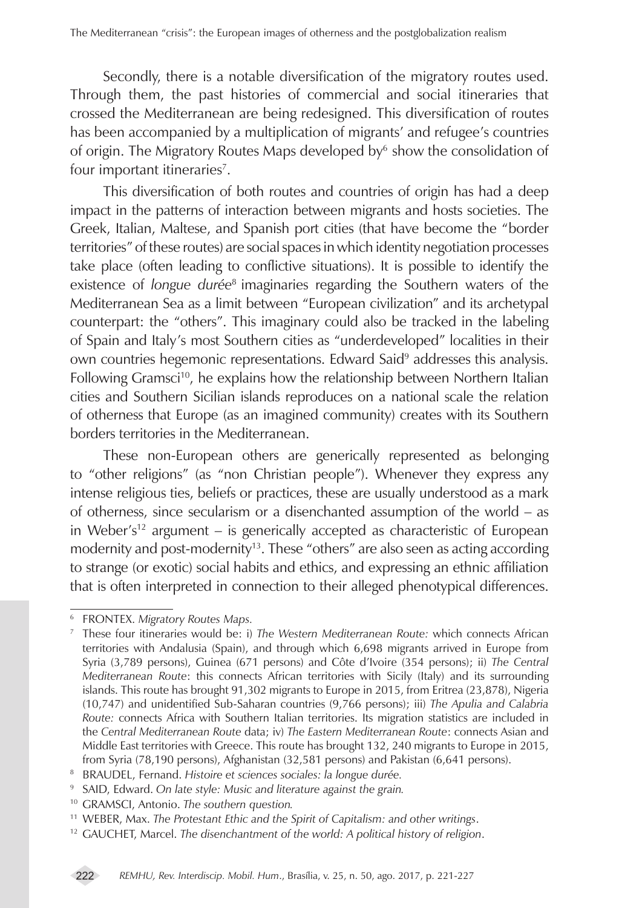Secondly, there is a notable diversification of the migratory routes used. Through them, the past histories of commercial and social itineraries that crossed the Mediterranean are being redesigned. This diversification of routes has been accompanied by a multiplication of migrants' and refugee's countries of origin. The Migratory Routes Maps developed by[6] show the consolidation of four important itineraries[7].

This diversification of both routes and countries of origin has had a deep impact in the patterns of interaction between migrants and hosts societies. The Greek, Italian, Maltese, and Spanish port cities (that have become the "border territories" of these routes) are social spaces in which identity negotiation processes take place (often leading to conflictive situations). It is possible to identify the existence of *longue durée*[8] imaginaries regarding the Southern waters of the Mediterranean Sea as a limit between "European civilization" and its archetypal counterpart: the "others". This imaginary could also be tracked in the labeling of Spain and Italy's most Southern cities as "underdeveloped" localities in their own countries hegemonic representations. Edward Said[9] addresses this analysis. Following Gramsci[10], he explains how the relationship between Northern Italian cities and Southern Sicilian islands reproduces on a national scale the relation of otherness that Europe (as an imagined community) creates with its Southern borders territories in the Mediterranean.

These non-European others are generically represented as belonging to "other religions" (as "non Christian people"). Whenever they express any intense religious ties, beliefs or practices, these are usually understood as a mark of otherness, since secularism or a disenchanted assumption of the world – as in Weber's[12] argument – is generically accepted as characteristic of European modernity and post-modernity[13]. These "others" are also seen as acting according to strange (or exotic) social habits and ethics, and expressing an ethnic affiliation that is often interpreted in connection to their alleged phenotypical differences.

---

[6] FRONTEX. *Migratory Routes Maps*.

[7] These four itineraries would be: i) *The Western Mediterranean Route:* which connects African territories with Andalusia (Spain), and through which 6,698 migrants arrived in Europe from Syria (3,789 persons), Guinea (671 persons) and Côte d'Ivoire (354 persons); ii) *The Central Mediterranean Route*: this connects African territories with Sicily (Italy) and its surrounding islands. This route has brought 91,302 migrants to Europe in 2015, from Eritrea (23,878), Nigeria (10,747) and unidentified Sub-Saharan countries (9,766 persons); iii) *The Apulia and Calabria Route:* connects Africa with Southern Italian territories. Its migration statistics are included in the *Central Mediterranean Route* data; iv) *The Eastern Mediterranean Route*: connects Asian and Middle East territories with Greece. This route has brought 132, 240 migrants to Europe in 2015, from Syria (78,190 persons), Afghanistan (32,581 persons) and Pakistan (6,641 persons).

[8] BRAUDEL, Fernand. *Histoire et sciences sociales: la longue durée*.

[9] SAID, Edward. *On late style: Music and literature against the grain*.

[10] GRAMSCI, Antonio. *The southern question*.

[11] WEBER, Max. *The Protestant Ethic and the Spirit of Capitalism: and other writings*.

[12] GAUCHET, Marcel. *The disenchantment of the world: A political history of religion*.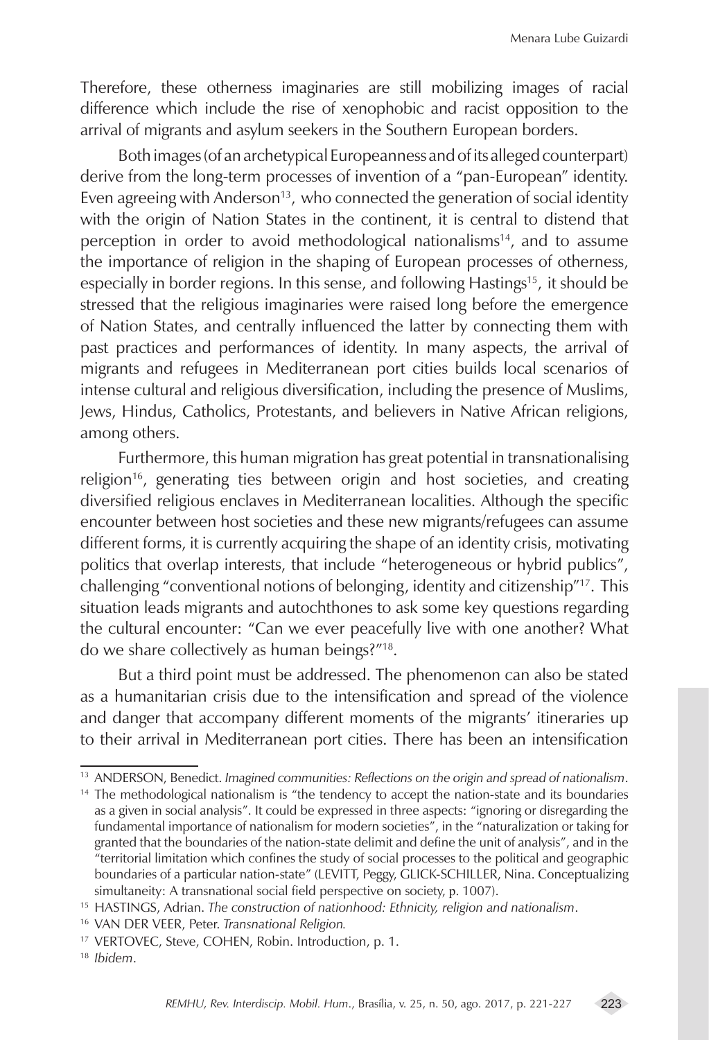Therefore, these otherness imaginaries are still mobilizing images of racial difference which include the rise of xenophobic and racist opposition to the arrival of migrants and asylum seekers in the Southern European borders.

Both images (of an archetypical Europeanness and of its alleged counterpart) derive from the long-term processes of invention of a "pan-European" identity. Even agreeing with Anderson[13], who connected the generation of social identity with the origin of Nation States in the continent, it is central to distend that perception in order to avoid methodological nationalisms[14], and to assume the importance of religion in the shaping of European processes of otherness, especially in border regions. In this sense, and following Hastings[15], it should be stressed that the religious imaginaries were raised long before the emergence of Nation States, and centrally influenced the latter by connecting them with past practices and performances of identity. In many aspects, the arrival of migrants and refugees in Mediterranean port cities builds local scenarios of intense cultural and religious diversification, including the presence of Muslims, Jews, Hindus, Catholics, Protestants, and believers in Native African religions, among others.

Furthermore, this human migration has great potential in transnationalising religion[16], generating ties between origin and host societies, and creating diversified religious enclaves in Mediterranean localities. Although the specific encounter between host societies and these new migrants/refugees can assume different forms, it is currently acquiring the shape of an identity crisis, motivating politics that overlap interests, that include "heterogeneous or hybrid publics", challenging "conventional notions of belonging, identity and citizenship"[17]. This situation leads migrants and autochthones to ask some key questions regarding the cultural encounter: "Can we ever peacefully live with one another? What do we share collectively as human beings?"[18].

But a third point must be addressed. The phenomenon can also be stated as a humanitarian crisis due to the intensification and spread of the violence and danger that accompany different moments of the migrants' itineraries up to their arrival in Mediterranean port cities. There has been an intensification

---

[13] ANDERSON, Benedict. *Imagined communities: Reflections on the origin and spread of nationalism*.

[14] The methodological nationalism is "the tendency to accept the nation-state and its boundaries as a given in social analysis". It could be expressed in three aspects: "ignoring or disregarding the fundamental importance of nationalism for modern societies", in the "naturalization or taking for granted that the boundaries of the nation-state delimit and define the unit of analysis", and in the "territorial limitation which confines the study of social processes to the political and geographic boundaries of a particular nation-state" (LEVITT, Peggy, GLICK-SCHILLER, Nina. Conceptualizing simultaneity: A transnational social field perspective on society, p. 1007).

[15] HASTINGS, Adrian. *The construction of nationhood: Ethnicity, religion and nationalism*.

[16] VAN DER VEER, Peter. *Transnational Religion*.

[17] VERTOVEC, Steve, COHEN, Robin. Introduction, p. 1.

[18] *Ibidem*.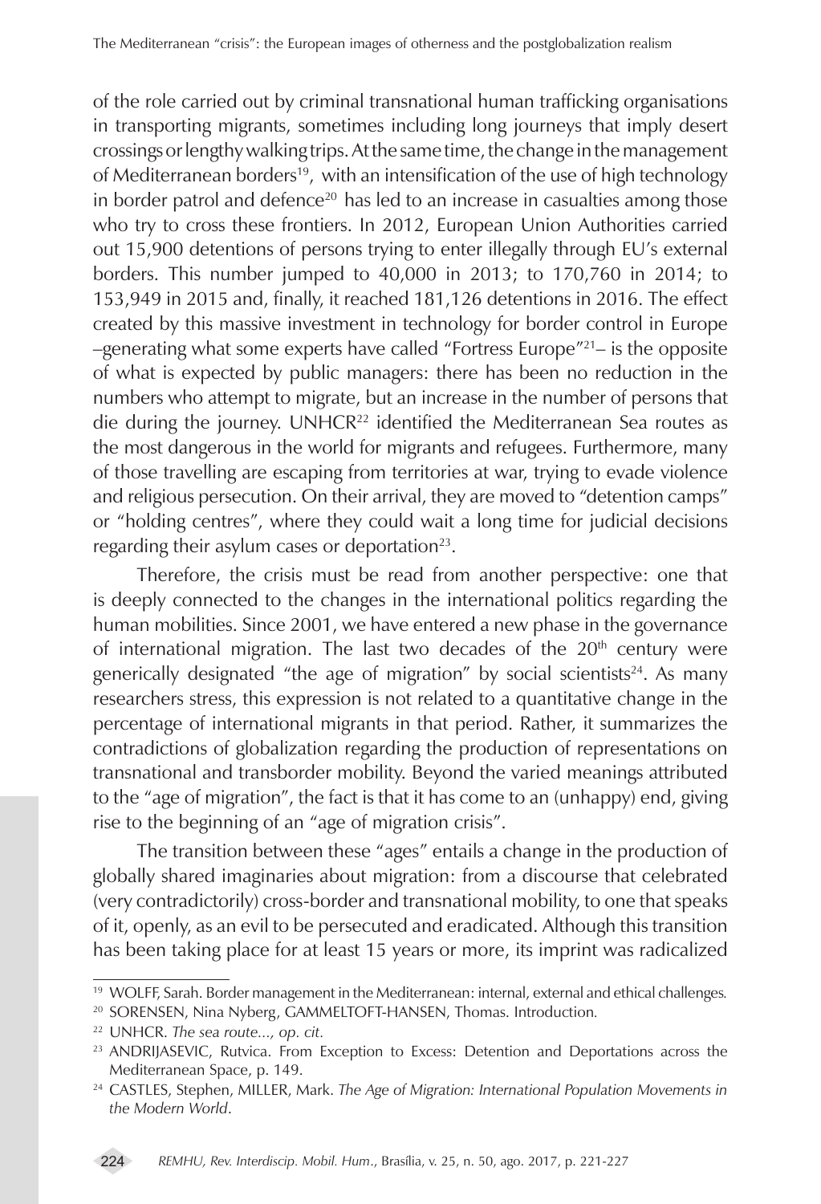of the role carried out by criminal transnational human trafficking organisations in transporting migrants, sometimes including long journeys that imply desert crossings or lengthy walking trips. At the same time, the change in the management of Mediterranean borders[19], with an intensification of the use of high technology in border patrol and defence[20] has led to an increase in casualties among those who try to cross these frontiers. In 2012, European Union Authorities carried out 15,900 detentions of persons trying to enter illegally through EU's external borders. This number jumped to 40,000 in 2013; to 170,760 in 2014; to 153,949 in 2015 and, finally, it reached 181,126 detentions in 2016. The effect created by this massive investment in technology for border control in Europe –generating what some experts have called "Fortress Europe"[21]– is the opposite of what is expected by public managers: there has been no reduction in the numbers who attempt to migrate, but an increase in the number of persons that die during the journey. UNHCR[22] identified the Mediterranean Sea routes as the most dangerous in the world for migrants and refugees. Furthermore, many of those travelling are escaping from territories at war, trying to evade violence and religious persecution. On their arrival, they are moved to "detention camps" or "holding centres", where they could wait a long time for judicial decisions regarding their asylum cases or deportation[23].

Therefore, the crisis must be read from another perspective: one that is deeply connected to the changes in the international politics regarding the human mobilities. Since 2001, we have entered a new phase in the governance of international migration. The last two decades of the 20th century were generically designated "the age of migration" by social scientists[24]. As many researchers stress, this expression is not related to a quantitative change in the percentage of international migrants in that period. Rather, it summarizes the contradictions of globalization regarding the production of representations on transnational and transborder mobility. Beyond the varied meanings attributed to the "age of migration", the fact is that it has come to an (unhappy) end, giving rise to the beginning of an "age of migration crisis".

The transition between these "ages" entails a change in the production of globally shared imaginaries about migration: from a discourse that celebrated (very contradictorily) cross-border and transnational mobility, to one that speaks of it, openly, as an evil to be persecuted and eradicated. Although this transition has been taking place for at least 15 years or more, its imprint was radicalized

---

[19] WOLFF, Sarah. Border management in the Mediterranean: internal, external and ethical challenges.

[20] SORENSEN, Nina Nyberg, GAMMELTOFT-HANSEN, Thomas. Introduction.

[22] UNHCR. *The sea route..., op. cit.*

[23] ANDRIJASEVIC, Rutvica. From Exception to Excess: Detention and Deportations across the Mediterranean Space, p. 149.

[24] CASTLES, Stephen, MILLER, Mark. *The Age of Migration: International Population Movements in the Modern World*.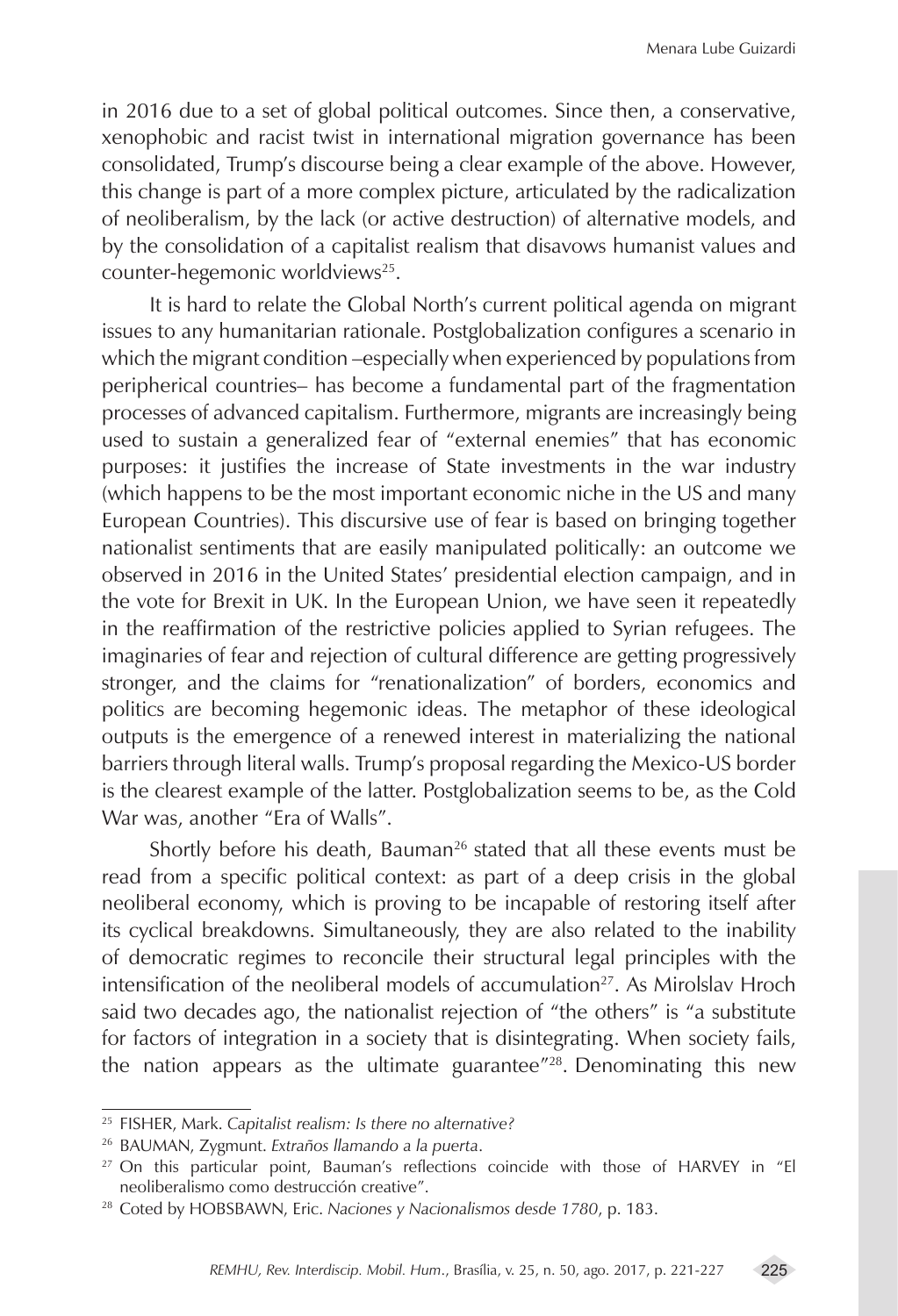in 2016 due to a set of global political outcomes. Since then, a conservative, xenophobic and racist twist in international migration governance has been consolidated, Trump's discourse being a clear example of the above. However, this change is part of a more complex picture, articulated by the radicalization of neoliberalism, by the lack (or active destruction) of alternative models, and by the consolidation of a capitalist realism that disavows humanist values and counter-hegemonic worldviews[25].

It is hard to relate the Global North's current political agenda on migrant issues to any humanitarian rationale. Postglobalization configures a scenario in which the migrant condition –especially when experienced by populations from peripherical countries– has become a fundamental part of the fragmentation processes of advanced capitalism. Furthermore, migrants are increasingly being used to sustain a generalized fear of "external enemies" that has economic purposes: it justifies the increase of State investments in the war industry (which happens to be the most important economic niche in the US and many European Countries). This discursive use of fear is based on bringing together nationalist sentiments that are easily manipulated politically: an outcome we observed in 2016 in the United States' presidential election campaign, and in the vote for Brexit in UK. In the European Union, we have seen it repeatedly in the reaffirmation of the restrictive policies applied to Syrian refugees. The imaginaries of fear and rejection of cultural difference are getting progressively stronger, and the claims for "renationalization" of borders, economics and politics are becoming hegemonic ideas. The metaphor of these ideological outputs is the emergence of a renewed interest in materializing the national barriers through literal walls. Trump's proposal regarding the Mexico-US border is the clearest example of the latter. Postglobalization seems to be, as the Cold War was, another "Era of Walls".

Shortly before his death, Bauman[26] stated that all these events must be read from a specific political context: as part of a deep crisis in the global neoliberal economy, which is proving to be incapable of restoring itself after its cyclical breakdowns. Simultaneously, they are also related to the inability of democratic regimes to reconcile their structural legal principles with the intensification of the neoliberal models of accumulation[27]. As Mirolslav Hroch said two decades ago, the nationalist rejection of "the others" is "a substitute for factors of integration in a society that is disintegrating. When society fails, the nation appears as the ultimate guarantee"[28]. Denominating this new

---

[25] FISHER, Mark. *Capitalist realism: Is there no alternative?*

[26] BAUMAN, Zygmunt. *Extraños llamando a la puerta*.

[27] On this particular point, Bauman's reflections coincide with those of HARVEY in "El neoliberalismo como destrucción creative".

[28] Coted by HOBSBAWN, Eric. *Naciones y Nacionalismos desde 1780*, p. 183.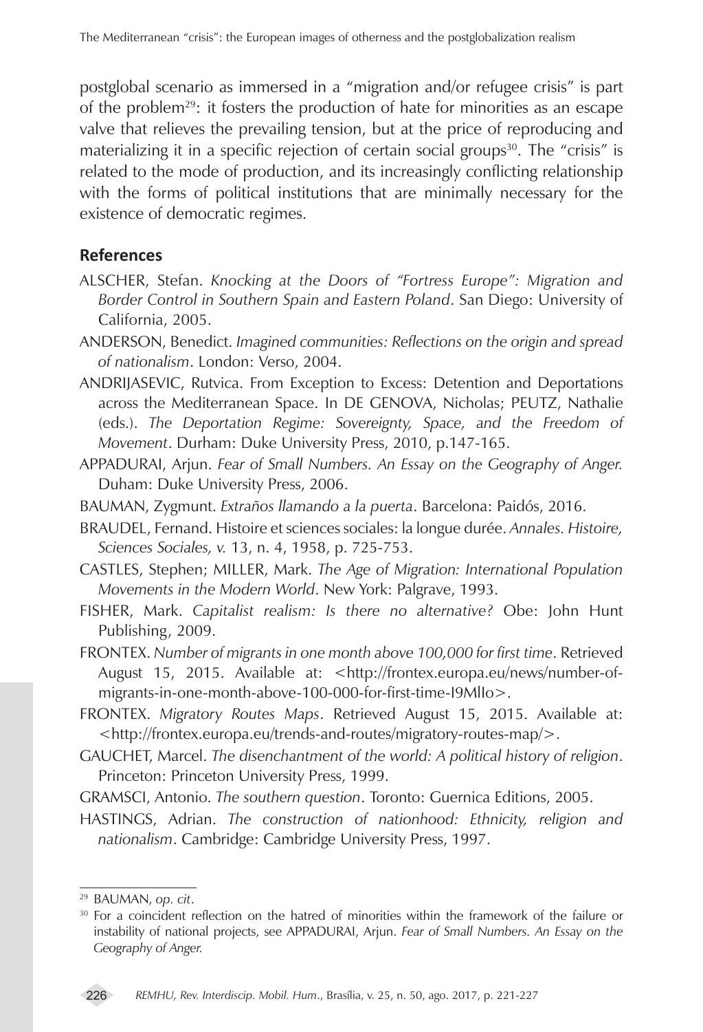postglobal scenario as immersed in a "migration and/or refugee crisis" is part of the problem[29]: it fosters the production of hate for minorities as an escape valve that relieves the prevailing tension, but at the price of reproducing and materializing it in a specific rejection of certain social groups[30]. The "crisis" is related to the mode of production, and its increasingly conflicting relationship with the forms of political institutions that are minimally necessary for the existence of democratic regimes.

## References

ALSCHER, Stefan. *Knocking at the Doors of "Fortress Europe": Migration and Border Control in Southern Spain and Eastern Poland*. San Diego: University of California, 2005.

ANDERSON, Benedict. *Imagined communities: Reflections on the origin and spread of nationalism*. London: Verso, 2004.

ANDRIJASEVIC, Rutvica. From Exception to Excess: Detention and Deportations across the Mediterranean Space. In DE GENOVA, Nicholas; PEUTZ, Nathalie (eds.). *The Deportation Regime: Sovereignty, Space, and the Freedom of Movement*. Durham: Duke University Press, 2010, p.147-165.

APPADURAI, Arjun. *Fear of Small Numbers. An Essay on the Geography of Anger.* Duham: Duke University Press, 2006.

BAUMAN, Zygmunt. *Extraños llamando a la puerta*. Barcelona: Paidós, 2016.

BRAUDEL, Fernand. Histoire et sciences sociales: la longue durée. *Annales. Histoire, Sciences Sociales, v.* 13, n. 4, 1958, p. 725-753.

CASTLES, Stephen; MILLER, Mark. *The Age of Migration: International Population Movements in the Modern World*. New York: Palgrave, 1993.

FISHER, Mark. *Capitalist realism: Is there no alternative?* Obe: John Hunt Publishing, 2009.

FRONTEX. *Number of migrants in one month above 100,000 for first time*. Retrieved August 15, 2015. Available at: <http://frontex.europa.eu/news/number-of-migrants-in-one-month-above-100-000-for-first-time-I9MlIo>.

FRONTEX. *Migratory Routes Maps*. Retrieved August 15, 2015. Available at: <http://frontex.europa.eu/trends-and-routes/migratory-routes-map/>.

GAUCHET, Marcel. *The disenchantment of the world: A political history of religion*. Princeton: Princeton University Press, 1999.

GRAMSCI, Antonio. *The southern question*. Toronto: Guernica Editions, 2005.

HASTINGS, Adrian. *The construction of nationhood: Ethnicity, religion and nationalism*. Cambridge: Cambridge University Press, 1997.

---

[29] BAUMAN, *op. cit*.

[30] For a coincident reflection on the hatred of minorities within the framework of the failure or instability of national projects, see APPADURAI, Arjun. *Fear of Small Numbers. An Essay on the Geography of Anger.*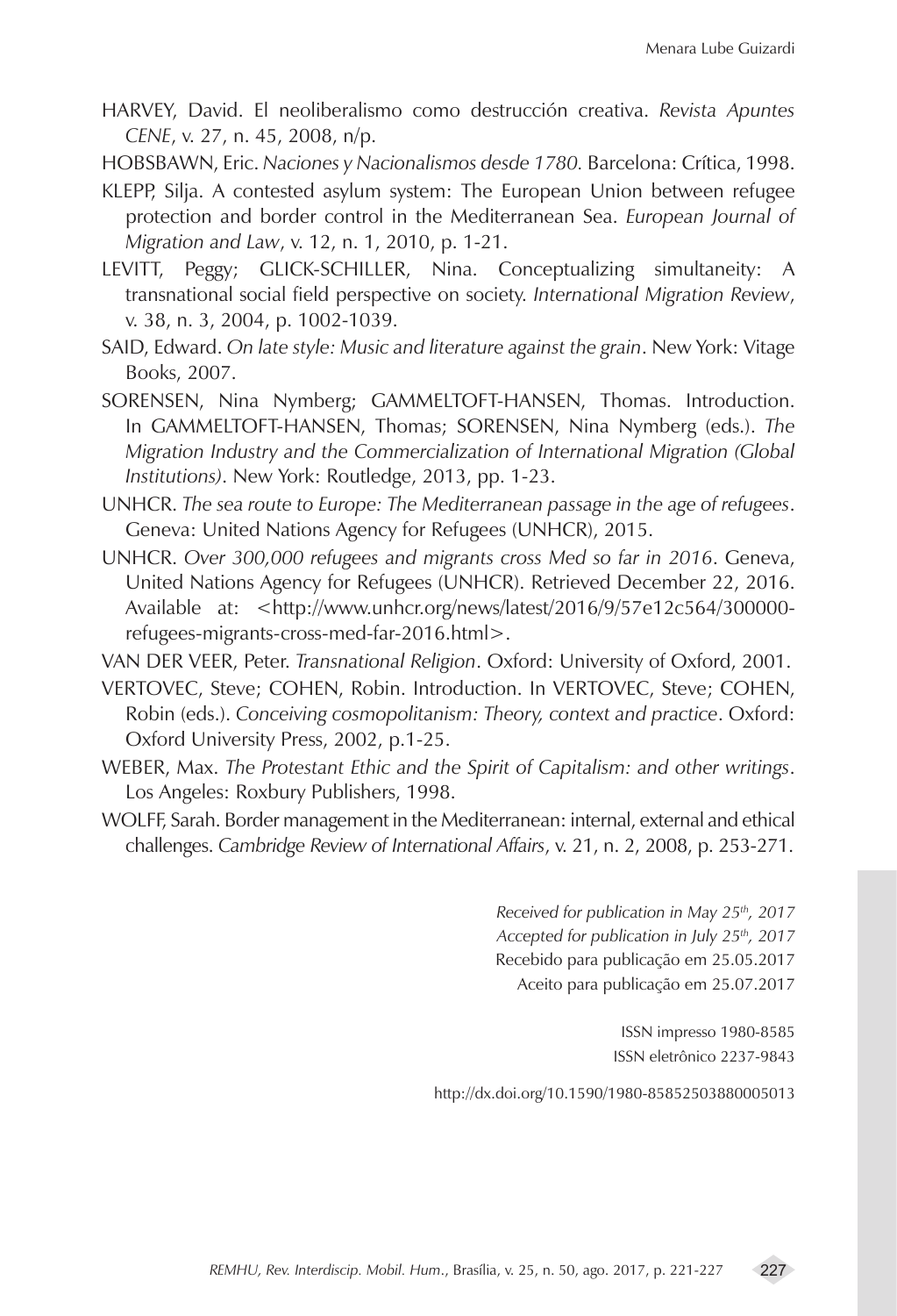HARVEY, David. El neoliberalismo como destrucción creativa. *Revista Apuntes CENE*, v. 27, n. 45, 2008, n/p.

HOBSBAWN, Eric. *Naciones y Nacionalismos desde 1780*. Barcelona: Crítica, 1998.

KLEPP, Silja. A contested asylum system: The European Union between refugee protection and border control in the Mediterranean Sea. *European Journal of Migration and Law*, v. 12, n. 1, 2010, p. 1-21.

LEVITT, Peggy; GLICK-SCHILLER, Nina. Conceptualizing simultaneity: A transnational social field perspective on society. *International Migration Review*, v. 38, n. 3, 2004, p. 1002-1039.

SAID, Edward. *On late style: Music and literature against the grain*. New York: Vitage Books, 2007.

SORENSEN, Nina Nymberg; GAMMELTOFT-HANSEN, Thomas. Introduction. In GAMMELTOFT-HANSEN, Thomas; SORENSEN, Nina Nymberg (eds.). *The Migration Industry and the Commercialization of International Migration (Global Institutions)*. New York: Routledge, 2013, pp. 1-23.

UNHCR. *The sea route to Europe: The Mediterranean passage in the age of refugees*. Geneva: United Nations Agency for Refugees (UNHCR), 2015.

UNHCR. *Over 300,000 refugees and migrants cross Med so far in 2016*. Geneva, United Nations Agency for Refugees (UNHCR). Retrieved December 22, 2016. Available at: <http://www.unhcr.org/news/latest/2016/9/57e12c564/300000-refugees-migrants-cross-med-far-2016.html>.

VAN DER VEER, Peter. *Transnational Religion*. Oxford: University of Oxford, 2001.

VERTOVEC, Steve; COHEN, Robin. Introduction. In VERTOVEC, Steve; COHEN, Robin (eds.). *Conceiving cosmopolitanism: Theory, context and practice*. Oxford: Oxford University Press, 2002, p.1-25.

WEBER, Max. *The Protestant Ethic and the Spirit of Capitalism: and other writings*. Los Angeles: Roxbury Publishers, 1998.

WOLFF, Sarah. Border management in the Mediterranean: internal, external and ethical challenges. *Cambridge Review of International Affairs*, v. 21, n. 2, 2008, p. 253-271.

*Received for publication in May 25th, 2017*
*Accepted for publication in July 25th, 2017*
Recebido para publicação em 25.05.2017
Aceito para publicação em 25.07.2017

ISSN impresso 1980-8585
ISSN eletrônico 2237-9843

http://dx.doi.org/10.1590/1980-85852503880005013